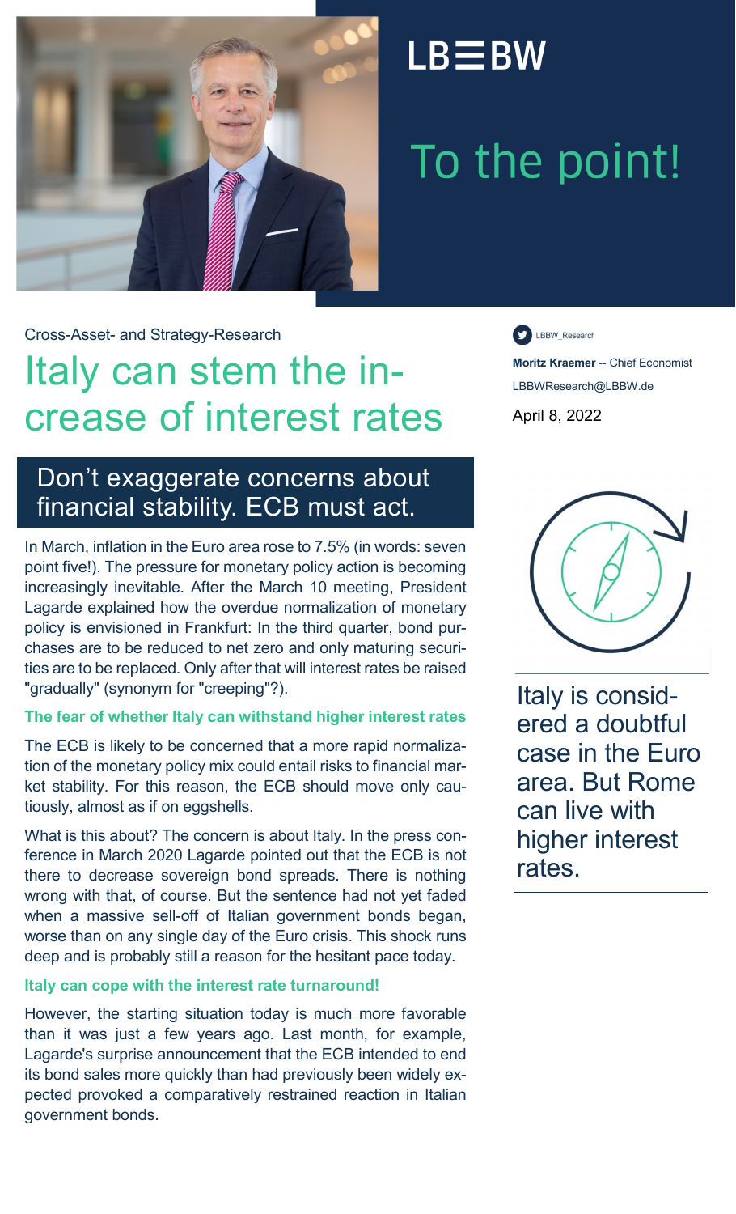LB≡BW

# To the point!

Cross-Asset- and Strategy-Research

# Italy can stem the increase of interest rates

LBBW_Research

**Moritz Kraemer** -- Chief Economist

LBBWResearch@LBBW.de

April 8, 2022

## Don't exaggerate concerns about financial stability. ECB must act.

In March, inflation in the Euro area rose to 7.5% (in words: seven point five!). The pressure for monetary policy action is becoming increasingly inevitable. After the March 10 meeting, President Lagarde explained how the overdue normalization of monetary policy is envisioned in Frankfurt: In the third quarter, bond purchases are to be reduced to net zero and only maturing securities are to be replaced. Only after that will interest rates be raised "gradually" (synonym for "creeping"?).

### The fear of whether Italy can withstand higher interest rates

The ECB is likely to be concerned that a more rapid normalization of the monetary policy mix could entail risks to financial market stability. For this reason, the ECB should move only cautiously, almost as if on eggshells.

What is this about? The concern is about Italy. In the press conference in March 2020 Lagarde pointed out that the ECB is not there to decrease sovereign bond spreads. There is nothing wrong with that, of course. But the sentence had not yet faded when a massive sell-off of Italian government bonds began, worse than on any single day of the Euro crisis. This shock runs deep and is probably still a reason for the hesitant pace today.

### Italy can cope with the interest rate turnaround!

However, the starting situation today is much more favorable than it was just a few years ago. Last month, for example, Lagarde's surprise announcement that the ECB intended to end its bond sales more quickly than had previously been widely expected provoked a comparatively restrained reaction in Italian government bonds.

Italy is considered a doubtful case in the Euro area. But Rome can live with higher interest rates.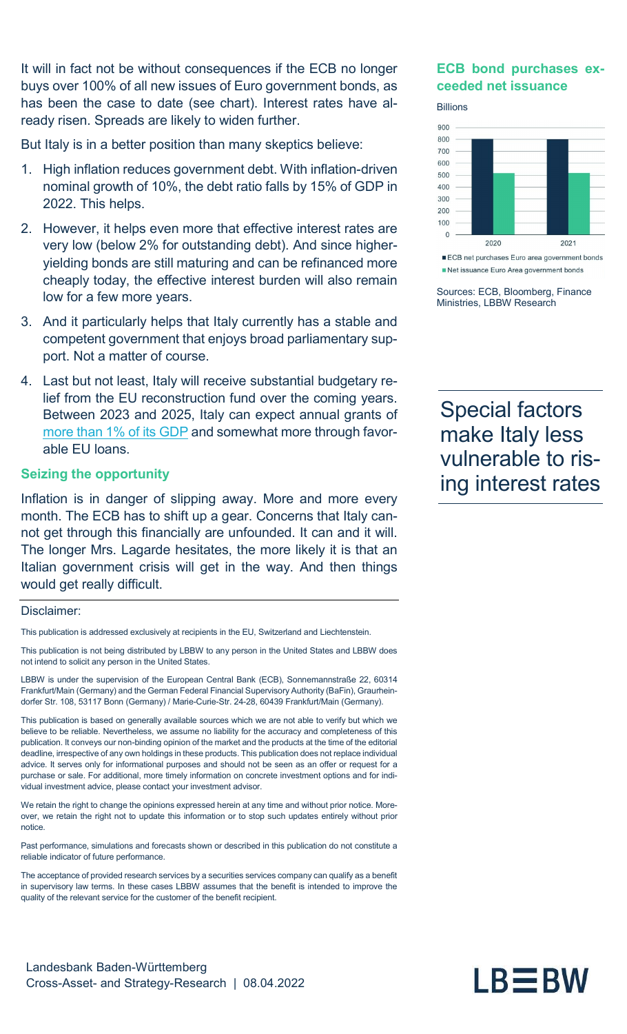It will in fact not be without consequences if the ECB no longer buys over 100% of all new issues of Euro government bonds, as has been the case to date (see chart). Interest rates have already risen. Spreads are likely to widen further.

But Italy is in a better position than many skeptics believe:

1. High inflation reduces government debt. With inflation-driven nominal growth of 10%, the debt ratio falls by 15% of GDP in 2022. This helps.
2. However, it helps even more that effective interest rates are very low (below 2% for outstanding debt). And since higher-yielding bonds are still maturing and can be refinanced more cheaply today, the effective interest burden will also remain low for a few more years.
3. And it particularly helps that Italy currently has a stable and competent government that enjoys broad parliamentary support. Not a matter of course.
4. Last but not least, Italy will receive substantial budgetary relief from the EU reconstruction fund over the coming years. Between 2023 and 2025, Italy can expect annual grants of more than 1% of its GDP and somewhat more through favorable EU loans.

### ECB bond purchases exceeded net issuance

Billions

900
800
700
600
500
400
300
200
100
0

2020
2021

ECB net purchases Euro area government bonds
Net issuance Euro Area government bonds

Sources: ECB, Bloomberg, Finance Ministries, LBBW Research

Special factors make Italy less vulnerable to rising interest rates

### Seizing the opportunity

Inflation is in danger of slipping away. More and more every month. The ECB has to shift up a gear. Concerns that Italy cannot get through this financially are unfounded. It can and it will. The longer Mrs. Lagarde hesitates, the more likely it is that an Italian government crisis will get in the way. And then things would get really difficult.

Disclaimer:

This publication is addressed exclusively at recipients in the EU, Switzerland and Liechtenstein.

This publication is not being distributed by LBBW to any person in the United States and LBBW does not intend to solicit any person in the United States.

LBBW is under the supervision of the European Central Bank (ECB), Sonnemannstraße 22, 60314 Frankfurt/Main (Germany) and the German Federal Financial Supervisory Authority (BaFin), Graurheindorfer Str. 108, 53117 Bonn (Germany) / Marie-Curie-Str. 24-28, 60439 Frankfurt/Main (Germany).

This publication is based on generally available sources which we are not able to verify but which we believe to be reliable. Nevertheless, we assume no liability for the accuracy and completeness of this publication. It conveys our non-binding opinion of the market and the products at the time of the editorial deadline, irrespective of any own holdings in these products. This publication does not replace individual advice. It serves only for informational purposes and should not be seen as an offer or request for a purchase or sale. For additional, more timely information on concrete investment options and for individual investment advice, please contact your investment advisor.

We retain the right to change the opinions expressed herein at any time and without prior notice. Moreover, we retain the right not to update this information or to stop such updates entirely without prior notice.

Past performance, simulations and forecasts shown or described in this publication do not constitute a reliable indicator of future performance.

The acceptance of provided research services by a securities services company can qualify as a benefit in supervisory law terms. In these cases LBBW assumes that the benefit is intended to improve the quality of the relevant service for the customer of the benefit recipient.

Landesbank Baden-Württemberg
Cross-Asset- and Strategy-Research | 08.04.2022

LBBW